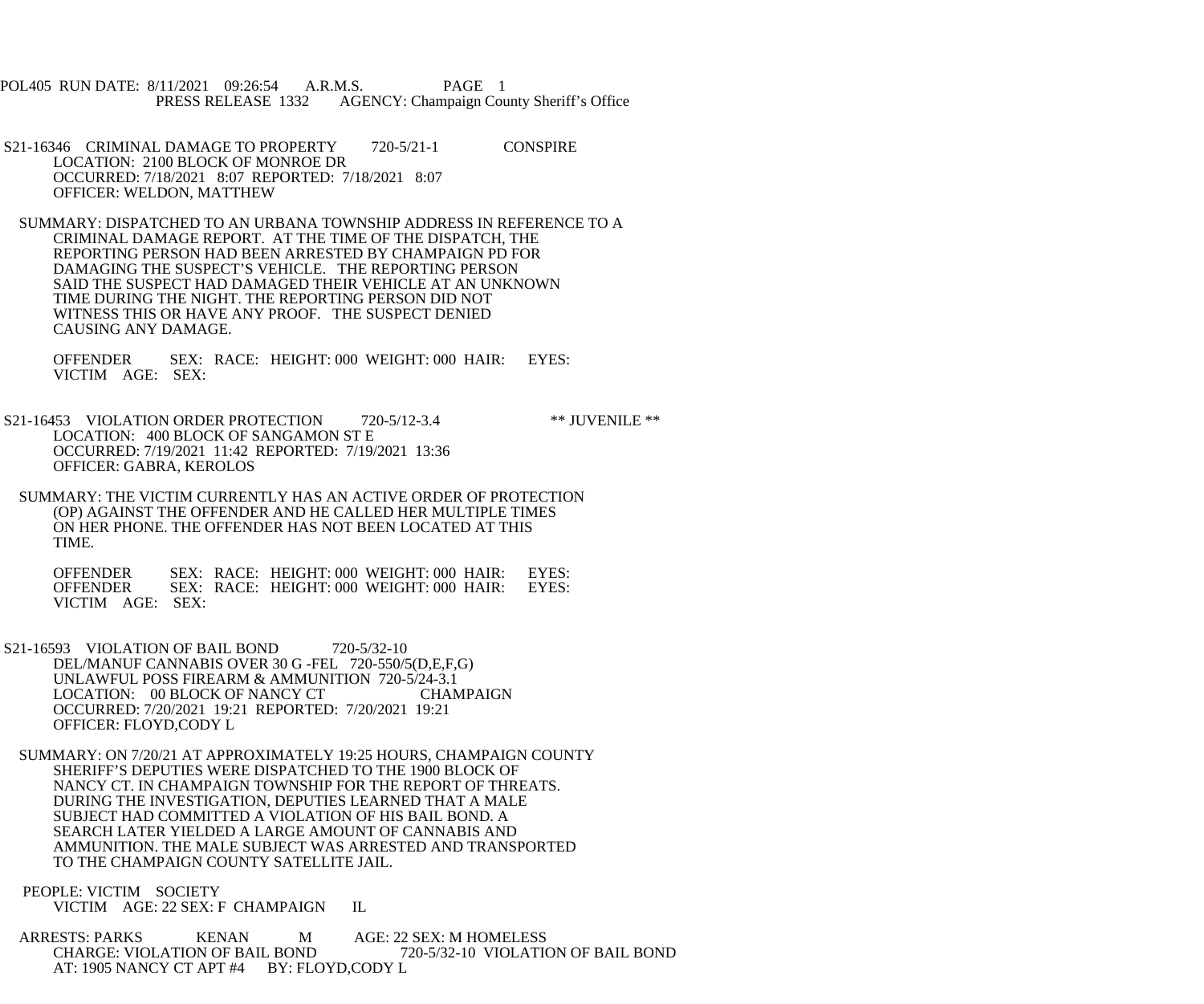POL405 RUN DATE: 8/11/2021 09:26:54 A.R.M.S. PAGE 1
PRESS RELEASE 1332 AGENCY: Champaign County Sheriff's Office

S21-16346 CRIMINAL DAMAGE TO PROPERTY 720-5/21-1 CONSPIRE
LOCATION: 2100 BLOCK OF MONROE DR
OCCURRED: 7/18/2021 8:07 REPORTED: 7/18/2021 8:07
OFFICER: WELDON, MATTHEW

SUMMARY: DISPATCHED TO AN URBANA TOWNSHIP ADDRESS IN REFERENCE TO A CRIMINAL DAMAGE REPORT. AT THE TIME OF THE DISPATCH, THE REPORTING PERSON HAD BEEN ARRESTED BY CHAMPAIGN PD FOR DAMAGING THE SUSPECT'S VEHICLE. THE REPORTING PERSON SAID THE SUSPECT HAD DAMAGED THEIR VEHICLE AT AN UNKNOWN TIME DURING THE NIGHT. THE REPORTING PERSON DID NOT WITNESS THIS OR HAVE ANY PROOF. THE SUSPECT DENIED CAUSING ANY DAMAGE.

OFFENDER SEX: RACE: HEIGHT: 000 WEIGHT: 000 HAIR: EYES:
VICTIM AGE: SEX:

S21-16453 VIOLATION ORDER PROTECTION 720-5/12-3.4 ** JUVENILE **
LOCATION: 400 BLOCK OF SANGAMON ST E
OCCURRED: 7/19/2021 11:42 REPORTED: 7/19/2021 13:36
OFFICER: GABRA, KEROLOS

SUMMARY: THE VICTIM CURRENTLY HAS AN ACTIVE ORDER OF PROTECTION (OP) AGAINST THE OFFENDER AND HE CALLED HER MULTIPLE TIMES ON HER PHONE. THE OFFENDER HAS NOT BEEN LOCATED AT THIS TIME.

OFFENDER SEX: RACE: HEIGHT: 000 WEIGHT: 000 HAIR: EYES:
OFFENDER SEX: RACE: HEIGHT: 000 WEIGHT: 000 HAIR: EYES:
VICTIM AGE: SEX:

S21-16593 VIOLATION OF BAIL BOND 720-5/32-10
DEL/MANUF CANNABIS OVER 30 G -FEL 720-550/5(D,E,F,G)
UNLAWFUL POSS FIREARM & AMMUNITION 720-5/24-3.1
LOCATION: 00 BLOCK OF NANCY CT CHAMPAIGN
OCCURRED: 7/20/2021 19:21 REPORTED: 7/20/2021 19:21
OFFICER: FLOYD,CODY L

SUMMARY: ON 7/20/21 AT APPROXIMATELY 19:25 HOURS, CHAMPAIGN COUNTY SHERIFF'S DEPUTIES WERE DISPATCHED TO THE 1900 BLOCK OF NANCY CT. IN CHAMPAIGN TOWNSHIP FOR THE REPORT OF THREATS. DURING THE INVESTIGATION, DEPUTIES LEARNED THAT A MALE SUBJECT HAD COMMITTED A VIOLATION OF HIS BAIL BOND. A SEARCH LATER YIELDED A LARGE AMOUNT OF CANNABIS AND AMMUNITION. THE MALE SUBJECT WAS ARRESTED AND TRANSPORTED TO THE CHAMPAIGN COUNTY SATELLITE JAIL.

PEOPLE: VICTIM SOCIETY
VICTIM AGE: 22 SEX: F CHAMPAIGN IL

ARRESTS: PARKS KENAN M AGE: 22 SEX: M HOMELESS
CHARGE: VIOLATION OF BAIL BOND 720-5/32-10 VIOLATION OF BAIL BOND
AT: 1905 NANCY CT APT #4 BY: FLOYD,CODY L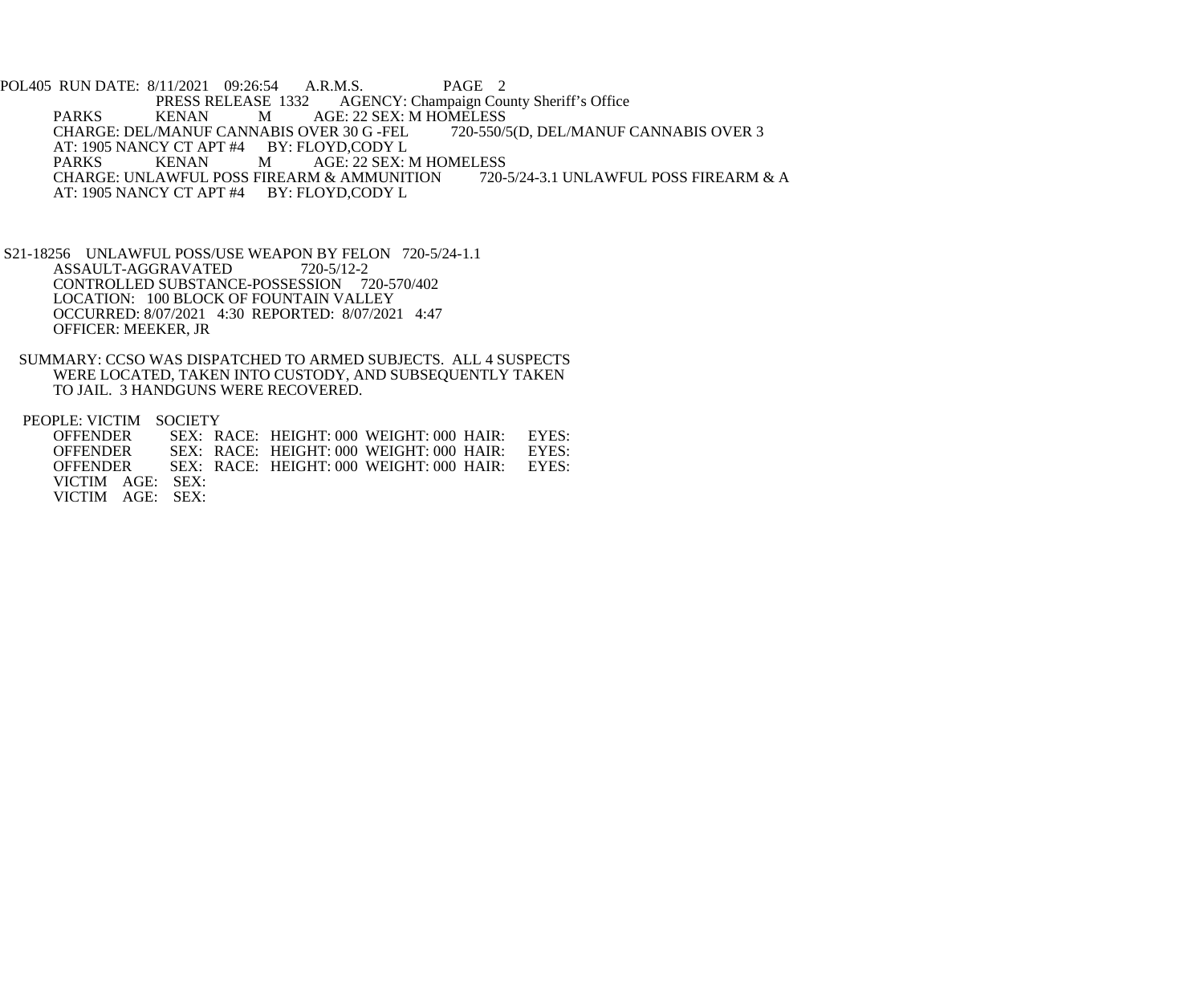POL405 RUN DATE: 8/11/2021 09:26:54 A.R.M.S. PAGE 2

PRESS RELEASE 1332 AGENCY: Champaign County Sheriff's Office

PARKS KENAN M AGE: 22 SEX: M HOMELESS
CHARGE: DEL/MANUF CANNABIS OVER 30 G -FEL 720-550/5(D, DEL/MANUF CANNABIS OVER 3
AT: 1905 NANCY CT APT #4 BY: FLOYD,CODY L

PARKS KENAN M AGE: 22 SEX: M HOMELESS
CHARGE: UNLAWFUL POSS FIREARM & AMMUNITION 720-5/24-3.1 UNLAWFUL POSS FIREARM & A
AT: 1905 NANCY CT APT #4 BY: FLOYD,CODY L

S21-18256 UNLAWFUL POSS/USE WEAPON BY FELON 720-5/24-1.1
ASSAULT-AGGRAVATED 720-5/12-2
CONTROLLED SUBSTANCE-POSSESSION 720-570/402
LOCATION: 100 BLOCK OF FOUNTAIN VALLEY
OCCURRED: 8/07/2021 4:30 REPORTED: 8/07/2021 4:47
OFFICER: MEEKER, JR

SUMMARY: CCSO WAS DISPATCHED TO ARMED SUBJECTS. ALL 4 SUSPECTS WERE LOCATED, TAKEN INTO CUSTODY, AND SUBSEQUENTLY TAKEN TO JAIL. 3 HANDGUNS WERE RECOVERED.

PEOPLE: VICTIM SOCIETY
OFFENDER SEX: RACE: HEIGHT: 000 WEIGHT: 000 HAIR: EYES:
OFFENDER SEX: RACE: HEIGHT: 000 WEIGHT: 000 HAIR: EYES:
OFFENDER SEX: RACE: HEIGHT: 000 WEIGHT: 000 HAIR: EYES:
VICTIM AGE: SEX:
VICTIM AGE: SEX: